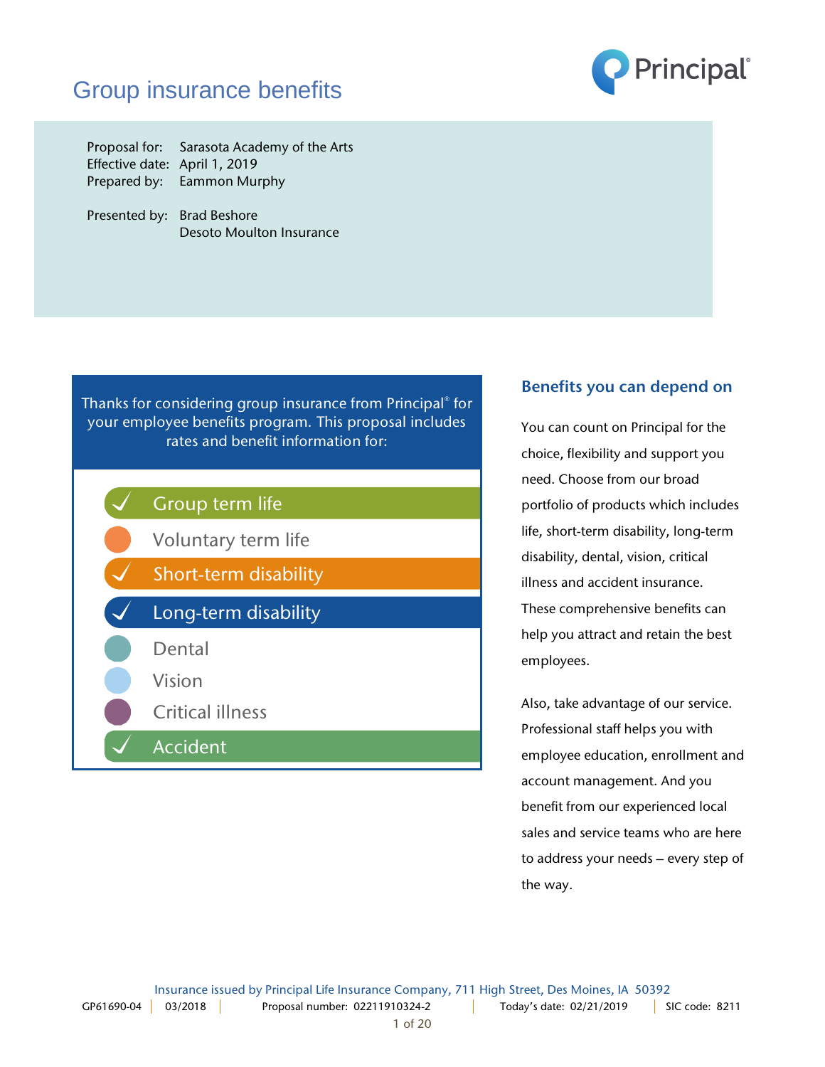# Group insurance benefits

Proposal for: Sarasota Academy of the Arts
Effective date: April 1, 2019
Prepared by: Eammon Murphy

Presented by: Brad Beshore
Desoto Moulton Insurance

Thanks for considering group insurance from Principal® for your employee benefits program. This proposal includes rates and benefit information for:

- ✓ Group term life
- Voluntary term life
- ✓ Short-term disability
- ✓ Long-term disability
- Dental
- Vision
- Critical illness
- ✓ Accident

## Benefits you can depend on

You can count on Principal for the choice, flexibility and support you need. Choose from our broad portfolio of products which includes life, short-term disability, long-term disability, dental, vision, critical illness and accident insurance. These comprehensive benefits can help you attract and retain the best employees.

Also, take advantage of our service. Professional staff helps you with employee education, enrollment and account management. And you benefit from our experienced local sales and service teams who are here to address your needs – every step of the way.

Insurance issued by Principal Life Insurance Company, 711 High Street, Des Moines, IA 50392

GP61690-04 | 03/2018 | Proposal number: 02211910324-2 | Today's date: 02/21/2019 | SIC code: 8211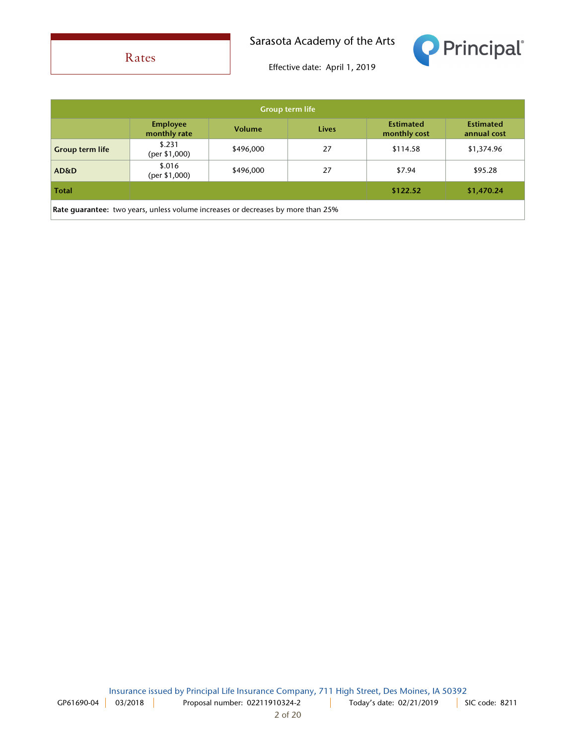# Rates

Sarasota Academy of the Arts

Effective date: April 1, 2019

| Group term life | | | | | |
|---|---|---|---|---|---|
| | **Employee monthly rate** | **Volume** | **Lives** | **Estimated monthly cost** | **Estimated annual cost** |
| **Group term life** | $.231 (per $1,000) | $496,000 | 27 | $114.58 | $1,374.96 |
| **AD&D** | $.016 (per $1,000) | $496,000 | 27 | $7.94 | $95.28 |
| **Total** | | | | **$122.52** | **$1,470.24** |
| **Rate guarantee:** two years, unless volume increases or decreases by more than 25% | | | | | |

Insurance issued by Principal Life Insurance Company, 711 High Street, Des Moines, IA 50392

GP61690-04 | 03/2018 | Proposal number: 02211910324-2 | Today's date: 02/21/2019 | SIC code: 8211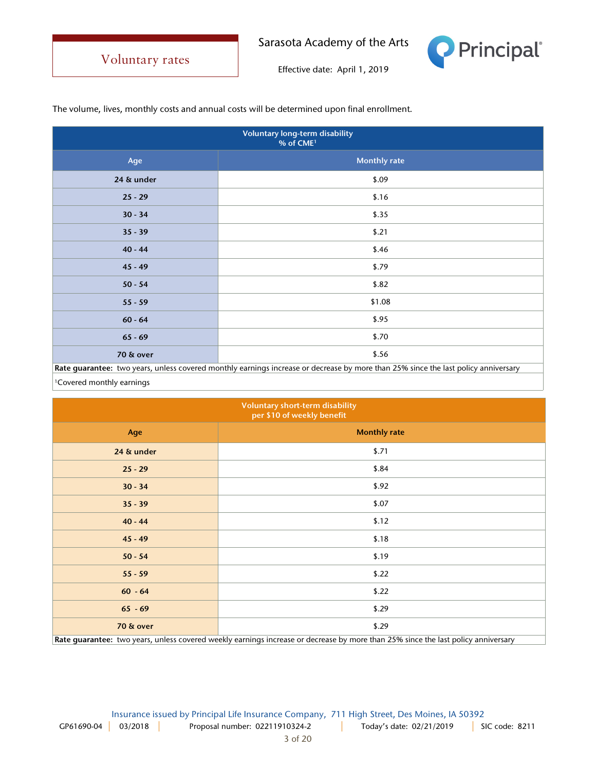# Voluntary rates

Sarasota Academy of the Arts

Effective date: April 1, 2019

The volume, lives, monthly costs and annual costs will be determined upon final enrollment.

**Voluntary long-term disability**
**% of CME[1]**

| Age | Monthly rate |
|---|---|
| 24 & under | $.09 |
| 25 - 29 | $.16 |
| 30 - 34 | $.35 |
| 35 - 39 | $.21 |
| 40 - 44 | $.46 |
| 45 - 49 | $.79 |
| 50 - 54 | $.82 |
| 55 - 59 | $1.08 |
| 60 - 64 | $.95 |
| 65 - 69 | $.70 |
| 70 & over | $.56 |

**Rate guarantee:** two years, unless covered monthly earnings increase or decrease by more than 25% since the last policy anniversary

[1]Covered monthly earnings

**Voluntary short-term disability**
**per $10 of weekly benefit**

| Age | Monthly rate |
|---|---|
| 24 & under | $.71 |
| 25 - 29 | $.84 |
| 30 - 34 | $.92 |
| 35 - 39 | $.07 |
| 40 - 44 | $.12 |
| 45 - 49 | $.18 |
| 50 - 54 | $.19 |
| 55 - 59 | $.22 |
| 60 - 64 | $.22 |
| 65 - 69 | $.29 |
| 70 & over | $.29 |

**Rate guarantee:** two years, unless covered weekly earnings increase or decrease by more than 25% since the last policy anniversary

Insurance issued by Principal Life Insurance Company, 711 High Street, Des Moines, IA 50392

GP61690-04 | 03/2018 | Proposal number: 02211910324-2 | Today's date: 02/21/2019 | SIC code: 8211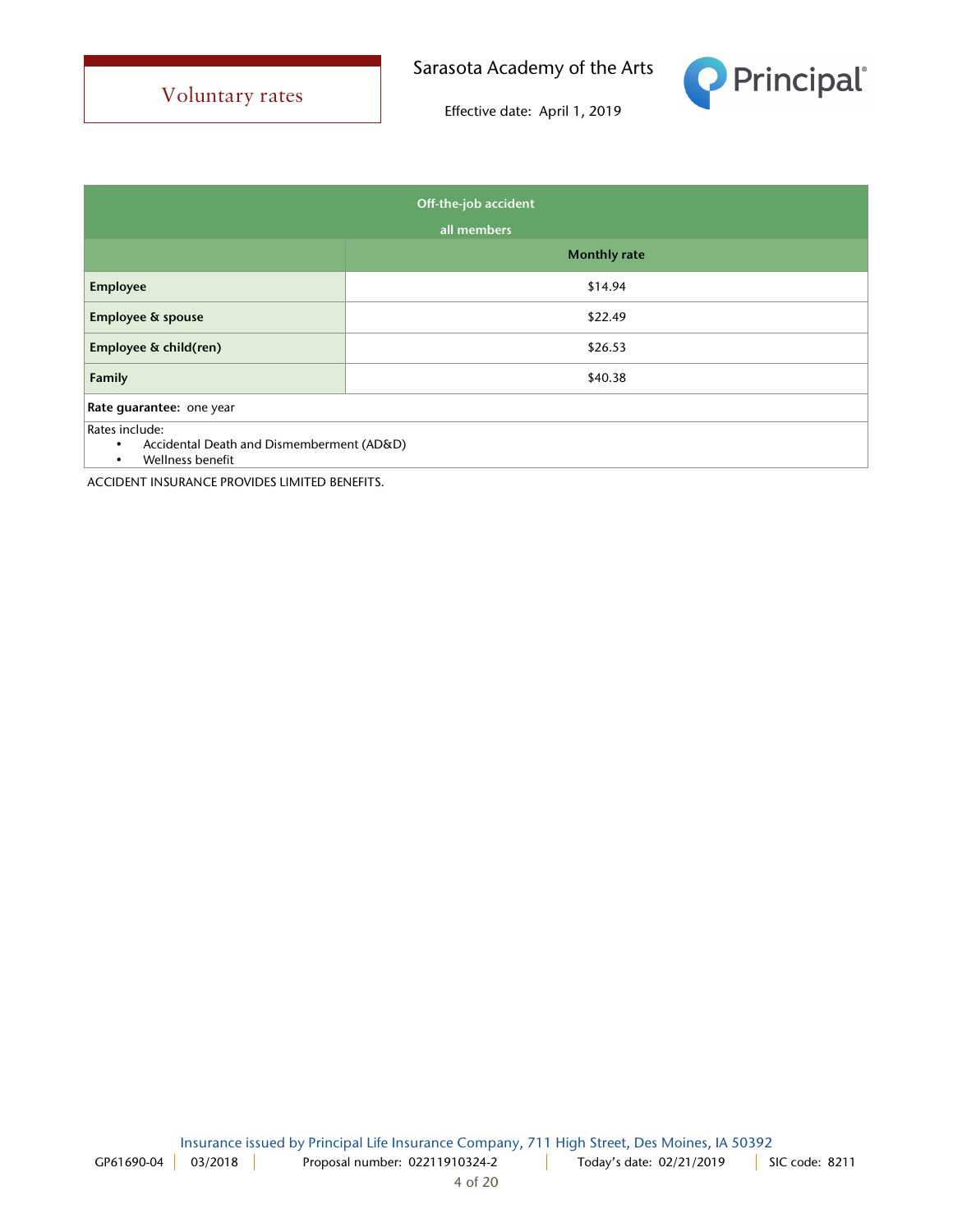# Voluntary rates

Sarasota Academy of the Arts

Effective date: April 1, 2019

| Off-the-job accident all members | |
|---|---|
| | **Monthly rate** |
| **Employee** | $14.94 |
| **Employee & spouse** | $22.49 |
| **Employee & child(ren)** | $26.53 |
| **Family** | $40.38 |

**Rate guarantee:** one year

Rates include:
- Accidental Death and Dismemberment (AD&D)
- Wellness benefit

ACCIDENT INSURANCE PROVIDES LIMITED BENEFITS.

Insurance issued by Principal Life Insurance Company, 711 High Street, Des Moines, IA 50392

GP61690-04 | 03/2018 | Proposal number: 02211910324-2 | Today's date: 02/21/2019 | SIC code: 8211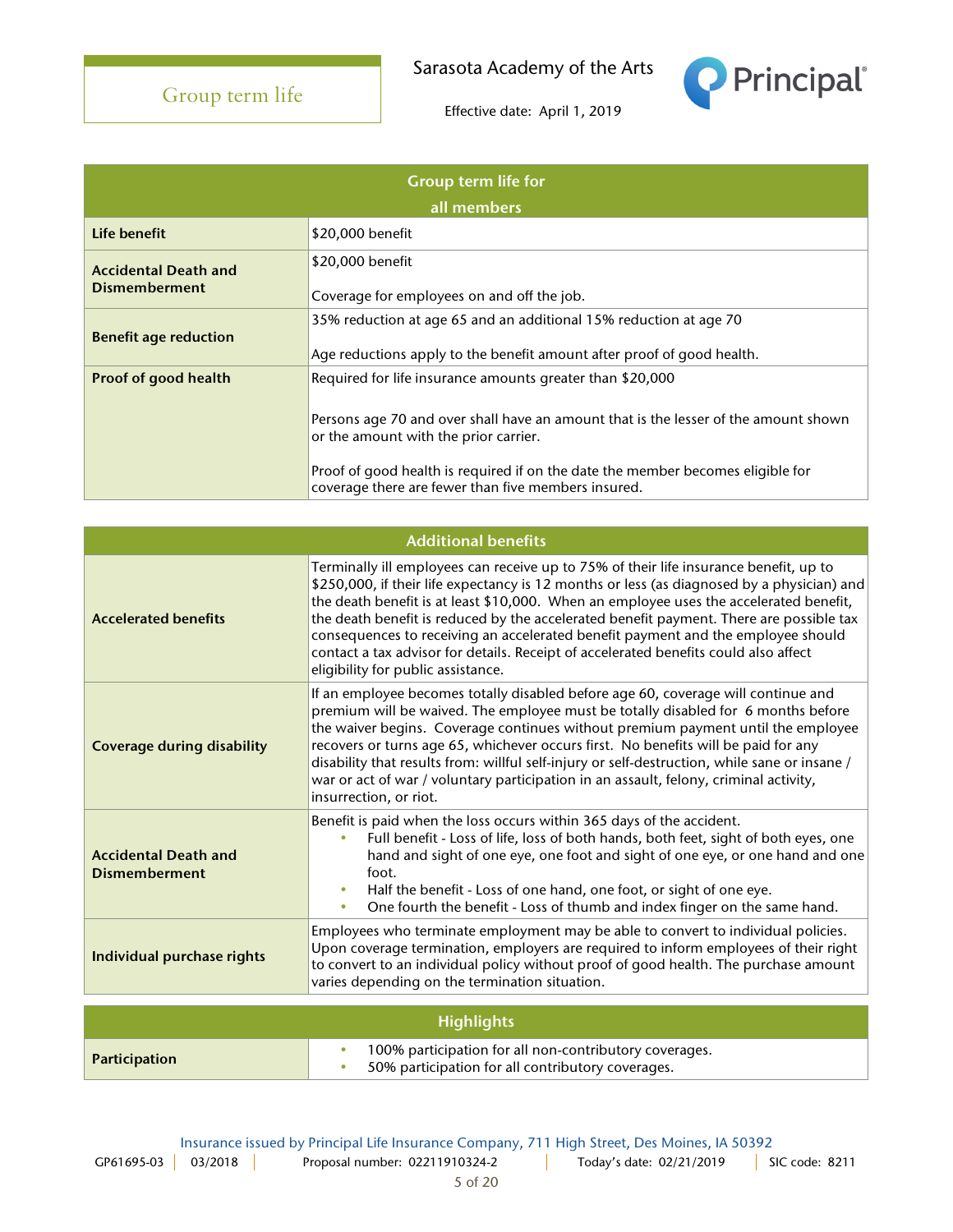# Group term life

Sarasota Academy of the Arts

Effective date: April 1, 2019

| Group term life for all members | |
|---|---|
| **Life benefit** | $20,000 benefit |
| **Accidental Death and Dismemberment** | $20,000 benefit<br><br>Coverage for employees on and off the job. |
| **Benefit age reduction** | 35% reduction at age 65 and an additional 15% reduction at age 70<br><br>Age reductions apply to the benefit amount after proof of good health. |
| **Proof of good health** | Required for life insurance amounts greater than $20,000<br><br>Persons age 70 and over shall have an amount that is the lesser of the amount shown or the amount with the prior carrier.<br><br>Proof of good health is required if on the date the member becomes eligible for coverage there are fewer than five members insured. |

| Additional benefits | |
|---|---|
| **Accelerated benefits** | Terminally ill employees can receive up to 75% of their life insurance benefit, up to $250,000, if their life expectancy is 12 months or less (as diagnosed by a physician) and the death benefit is at least $10,000. When an employee uses the accelerated benefit, the death benefit is reduced by the accelerated benefit payment. There are possible tax consequences to receiving an accelerated benefit payment and the employee should contact a tax advisor for details. Receipt of accelerated benefits could also affect eligibility for public assistance. |
| **Coverage during disability** | If an employee becomes totally disabled before age 60, coverage will continue and premium will be waived. The employee must be totally disabled for 6 months before the waiver begins. Coverage continues without premium payment until the employee recovers or turns age 65, whichever occurs first. No benefits will be paid for any disability that results from: willful self-injury or self-destruction, while sane or insane / war or act of war / voluntary participation in an assault, felony, criminal activity, insurrection, or riot. |
| **Accidental Death and Dismemberment** | Benefit is paid when the loss occurs within 365 days of the accident.<br>• Full benefit - Loss of life, loss of both hands, both feet, sight of both eyes, one hand and sight of one eye, one foot and sight of one eye, or one hand and one foot.<br>• Half the benefit - Loss of one hand, one foot, or sight of one eye.<br>• One fourth the benefit - Loss of thumb and index finger on the same hand. |
| **Individual purchase rights** | Employees who terminate employment may be able to convert to individual policies. Upon coverage termination, employers are required to inform employees of their right to convert to an individual policy without proof of good health. The purchase amount varies depending on the termination situation. |

| Highlights | |
|---|---|
| **Participation** | • 100% participation for all non-contributory coverages.<br>• 50% participation for all contributory coverages. |

Insurance issued by Principal Life Insurance Company, 711 High Street, Des Moines, IA 50392

GP61695-03 | 03/2018 | Proposal number: 02211910324-2 | Today's date: 02/21/2019 | SIC code: 8211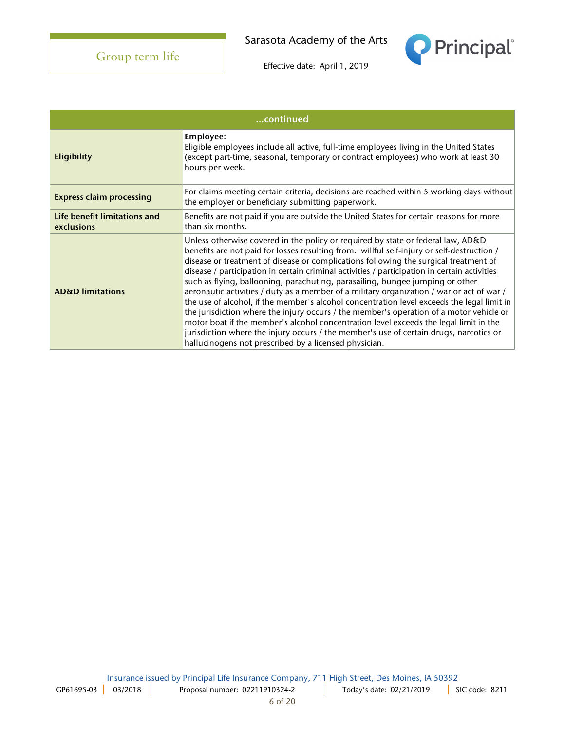## Group term life

Sarasota Academy of the Arts

Effective date: April 1, 2019

| ...continued | |
|---|---|
| **Eligibility** | **Employee:**<br>Eligible employees include all active, full-time employees living in the United States (except part-time, seasonal, temporary or contract employees) who work at least 30 hours per week. |
| **Express claim processing** | For claims meeting certain criteria, decisions are reached within 5 working days without the employer or beneficiary submitting paperwork. |
| **Life benefit limitations and exclusions** | Benefits are not paid if you are outside the United States for certain reasons for more than six months. |
| **AD&D limitations** | Unless otherwise covered in the policy or required by state or federal law, AD&D benefits are not paid for losses resulting from: willful self-injury or self-destruction / disease or treatment of disease or complications following the surgical treatment of disease / participation in certain criminal activities / participation in certain activities such as flying, ballooning, parachuting, parasailing, bungee jumping or other aeronautic activities / duty as a member of a military organization / war or act of war / the use of alcohol, if the member's alcohol concentration level exceeds the legal limit in the jurisdiction where the injury occurs / the member's operation of a motor vehicle or motor boat if the member's alcohol concentration level exceeds the legal limit in the jurisdiction where the injury occurs / the member's use of certain drugs, narcotics or hallucinogens not prescribed by a licensed physician. |

Insurance issued by Principal Life Insurance Company, 711 High Street, Des Moines, IA 50392

GP61695-03 | 03/2018 | Proposal number: 02211910324-2 | Today's date: 02/21/2019 | SIC code: 8211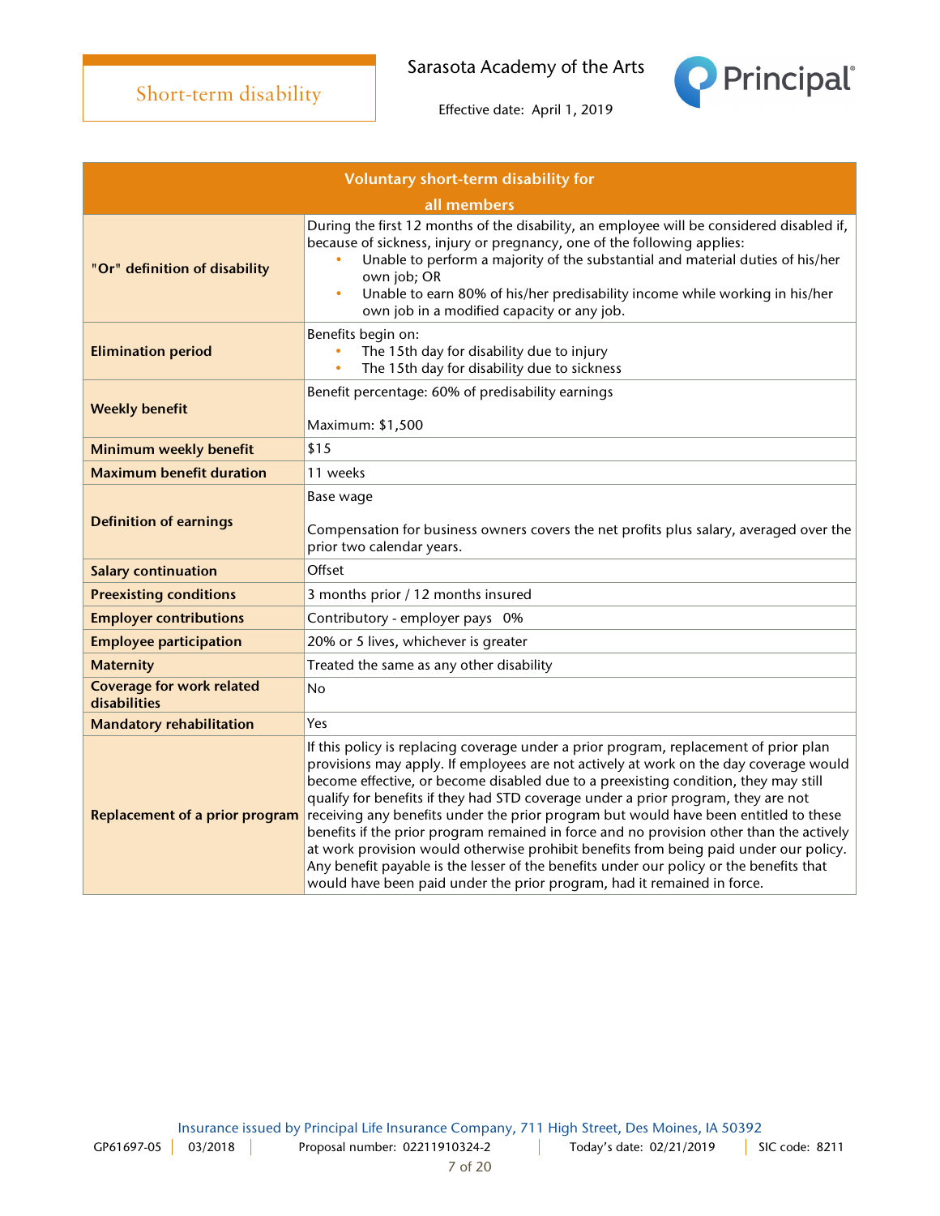# Short-term disability

Sarasota Academy of the Arts

Effective date: April 1, 2019

| Voluntary short-term disability for all members | |
|---|---|
| **"Or" definition of disability** | During the first 12 months of the disability, an employee will be considered disabled if, because of sickness, injury or pregnancy, one of the following applies:<br>• Unable to perform a majority of the substantial and material duties of his/her own job; OR<br>• Unable to earn 80% of his/her predisability income while working in his/her own job in a modified capacity or any job. |
| **Elimination period** | Benefits begin on:<br>• The 15th day for disability due to injury<br>• The 15th day for disability due to sickness |
| **Weekly benefit** | Benefit percentage: 60% of predisability earnings<br><br>Maximum: $1,500 |
| **Minimum weekly benefit** | $15 |
| **Maximum benefit duration** | 11 weeks |
| **Definition of earnings** | Base wage<br><br>Compensation for business owners covers the net profits plus salary, averaged over the prior two calendar years. |
| **Salary continuation** | Offset |
| **Preexisting conditions** | 3 months prior / 12 months insured |
| **Employer contributions** | Contributory - employer pays 0% |
| **Employee participation** | 20% or 5 lives, whichever is greater |
| **Maternity** | Treated the same as any other disability |
| **Coverage for work related disabilities** | No |
| **Mandatory rehabilitation** | Yes |
| **Replacement of a prior program** | If this policy is replacing coverage under a prior program, replacement of prior plan provisions may apply. If employees are not actively at work on the day coverage would become effective, or become disabled due to a preexisting condition, they may still qualify for benefits if they had STD coverage under a prior program, they are not receiving any benefits under the prior program but would have been entitled to these benefits if the prior program remained in force and no provision other than the actively at work provision would otherwise prohibit benefits from being paid under our policy. Any benefit payable is the lesser of the benefits under our policy or the benefits that would have been paid under the prior program, had it remained in force. |

Insurance issued by Principal Life Insurance Company, 711 High Street, Des Moines, IA 50392

GP61697-05 | 03/2018 | Proposal number: 02211910324-2 | Today's date: 02/21/2019 | SIC code: 8211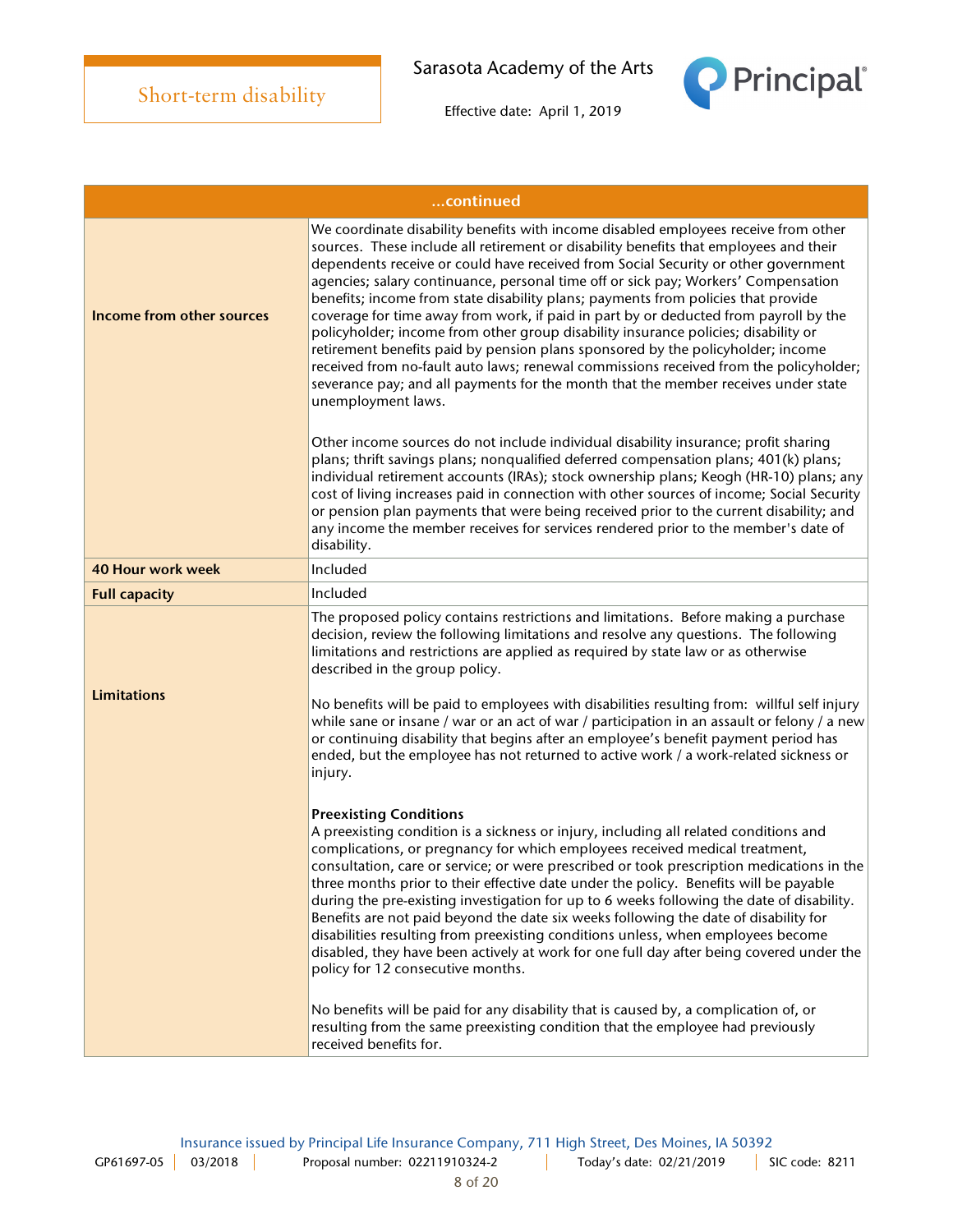| ...continued | |
|---|---|
| **Income from other sources** | We coordinate disability benefits with income disabled employees receive from other sources. These include all retirement or disability benefits that employees and their dependents receive or could have received from Social Security or other government agencies; salary continuance, personal time off or sick pay; Workers' Compensation benefits; income from state disability plans; payments from policies that provide coverage for time away from work, if paid in part by or deducted from payroll by the policyholder; income from other group disability insurance policies; disability or retirement benefits paid by pension plans sponsored by the policyholder; income received from no-fault auto laws; renewal commissions received from the policyholder; severance pay; and all payments for the month that the member receives under state unemployment laws.<br><br>Other income sources do not include individual disability insurance; profit sharing plans; thrift savings plans; nonqualified deferred compensation plans; 401(k) plans; individual retirement accounts (IRAs); stock ownership plans; Keogh (HR-10) plans; any cost of living increases paid in connection with other sources of income; Social Security or pension plan payments that were being received prior to the current disability; and any income the member receives for services rendered prior to the member's date of disability. |
| **40 Hour work week** | Included |
| **Full capacity** | Included |
| **Limitations** | The proposed policy contains restrictions and limitations. Before making a purchase decision, review the following limitations and resolve any questions. The following limitations and restrictions are applied as required by state law or as otherwise described in the group policy.<br><br>No benefits will be paid to employees with disabilities resulting from: willful self injury while sane or insane / war or an act of war / participation in an assault or felony / a new or continuing disability that begins after an employee's benefit payment period has ended, but the employee has not returned to active work / a work-related sickness or injury.<br><br>**Preexisting Conditions**<br>A preexisting condition is a sickness or injury, including all related conditions and complications, or pregnancy for which employees received medical treatment, consultation, care or service; or were prescribed or took prescription medications in the three months prior to their effective date under the policy. Benefits will be payable during the pre-existing investigation for up to 6 weeks following the date of disability. Benefits are not paid beyond the date six weeks following the date of disability for disabilities resulting from preexisting conditions unless, when employees become disabled, they have been actively at work for one full day after being covered under the policy for 12 consecutive months.<br><br>No benefits will be paid for any disability that is caused by, a complication of, or resulting from the same preexisting condition that the employee had previously received benefits for. |

Insurance issued by Principal Life Insurance Company, 711 High Street, Des Moines, IA 50392

GP61697-05 | 03/2018 | Proposal number: 02211910324-2 | Today's date: 02/21/2019 | SIC code: 8211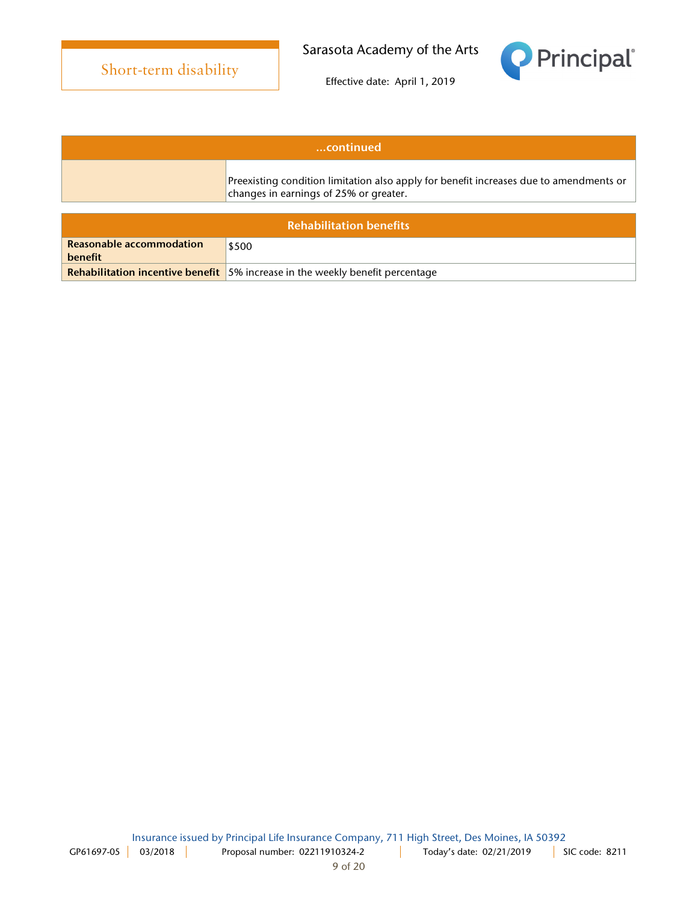| ...continued | |
|---|---|
| | Preexisting condition limitation also apply for benefit increases due to amendments or changes in earnings of 25% or greater. |

| Rehabilitation benefits | |
|---|---|
| **Reasonable accommodation benefit** | $500 |
| **Rehabilitation incentive benefit** | 5% increase in the weekly benefit percentage |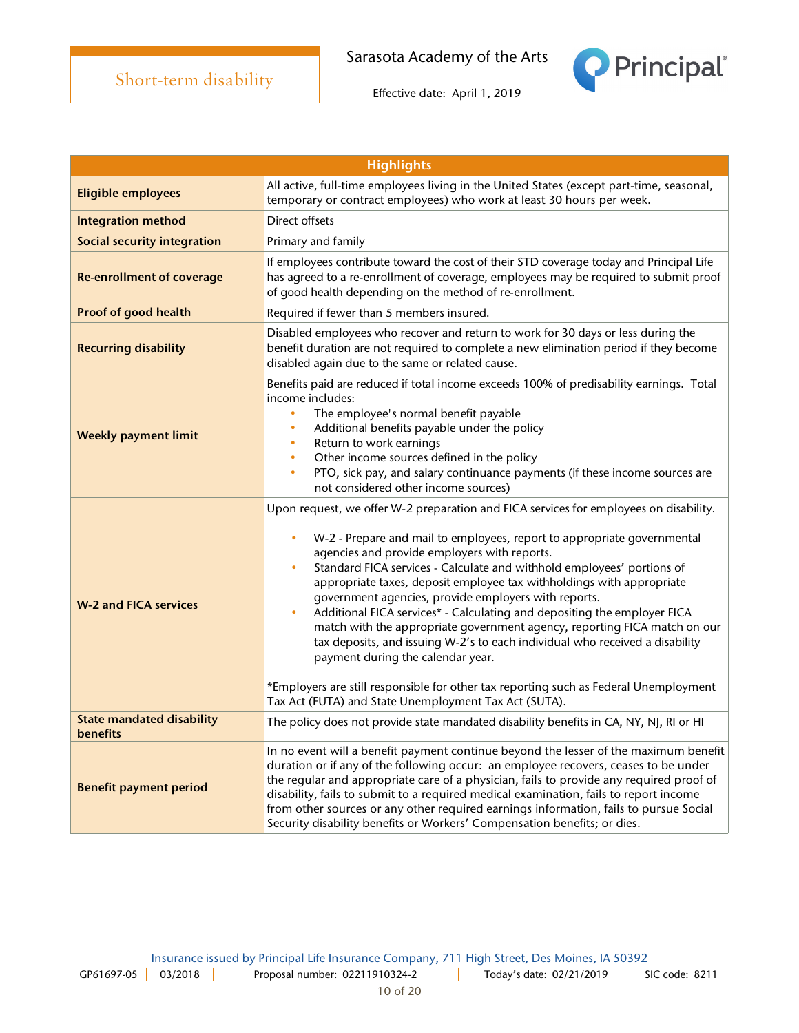# Short-term disability

Sarasota Academy of the Arts

Effective date: April 1, 2019

| Highlights | |
|---|---|
| **Eligible employees** | All active, full-time employees living in the United States (except part-time, seasonal, temporary or contract employees) who work at least 30 hours per week. |
| **Integration method** | Direct offsets |
| **Social security integration** | Primary and family |
| **Re-enrollment of coverage** | If employees contribute toward the cost of their STD coverage today and Principal Life has agreed to a re-enrollment of coverage, employees may be required to submit proof of good health depending on the method of re-enrollment. |
| **Proof of good health** | Required if fewer than 5 members insured. |
| **Recurring disability** | Disabled employees who recover and return to work for 30 days or less during the benefit duration are not required to complete a new elimination period if they become disabled again due to the same or related cause. |
| **Weekly payment limit** | Benefits paid are reduced if total income exceeds 100% of predisability earnings. Total income includes:<br>• The employee's normal benefit payable<br>• Additional benefits payable under the policy<br>• Return to work earnings<br>• Other income sources defined in the policy<br>• PTO, sick pay, and salary continuance payments (if these income sources are not considered other income sources) |
| **W-2 and FICA services** | Upon request, we offer W-2 preparation and FICA services for employees on disability.<br>• W-2 - Prepare and mail to employees, report to appropriate governmental agencies and provide employers with reports.<br>• Standard FICA services - Calculate and withhold employees' portions of appropriate taxes, deposit employee tax withholdings with appropriate government agencies, provide employers with reports.<br>• Additional FICA services* - Calculating and depositing the employer FICA match with the appropriate government agency, reporting FICA match on our tax deposits, and issuing W-2's to each individual who received a disability payment during the calendar year.<br><br>*Employers are still responsible for other tax reporting such as Federal Unemployment Tax Act (FUTA) and State Unemployment Tax Act (SUTA). |
| **State mandated disability benefits** | The policy does not provide state mandated disability benefits in CA, NY, NJ, RI or HI |
| **Benefit payment period** | In no event will a benefit payment continue beyond the lesser of the maximum benefit duration or if any of the following occur: an employee recovers, ceases to be under the regular and appropriate care of a physician, fails to provide any required proof of disability, fails to submit to a required medical examination, fails to report income from other sources or any other required earnings information, fails to pursue Social Security disability benefits or Workers' Compensation benefits; or dies. |

Insurance issued by Principal Life Insurance Company, 711 High Street, Des Moines, IA 50392

GP61697-05 | 03/2018 | Proposal number: 02211910324-2 | Today's date: 02/21/2019 | SIC code: 8211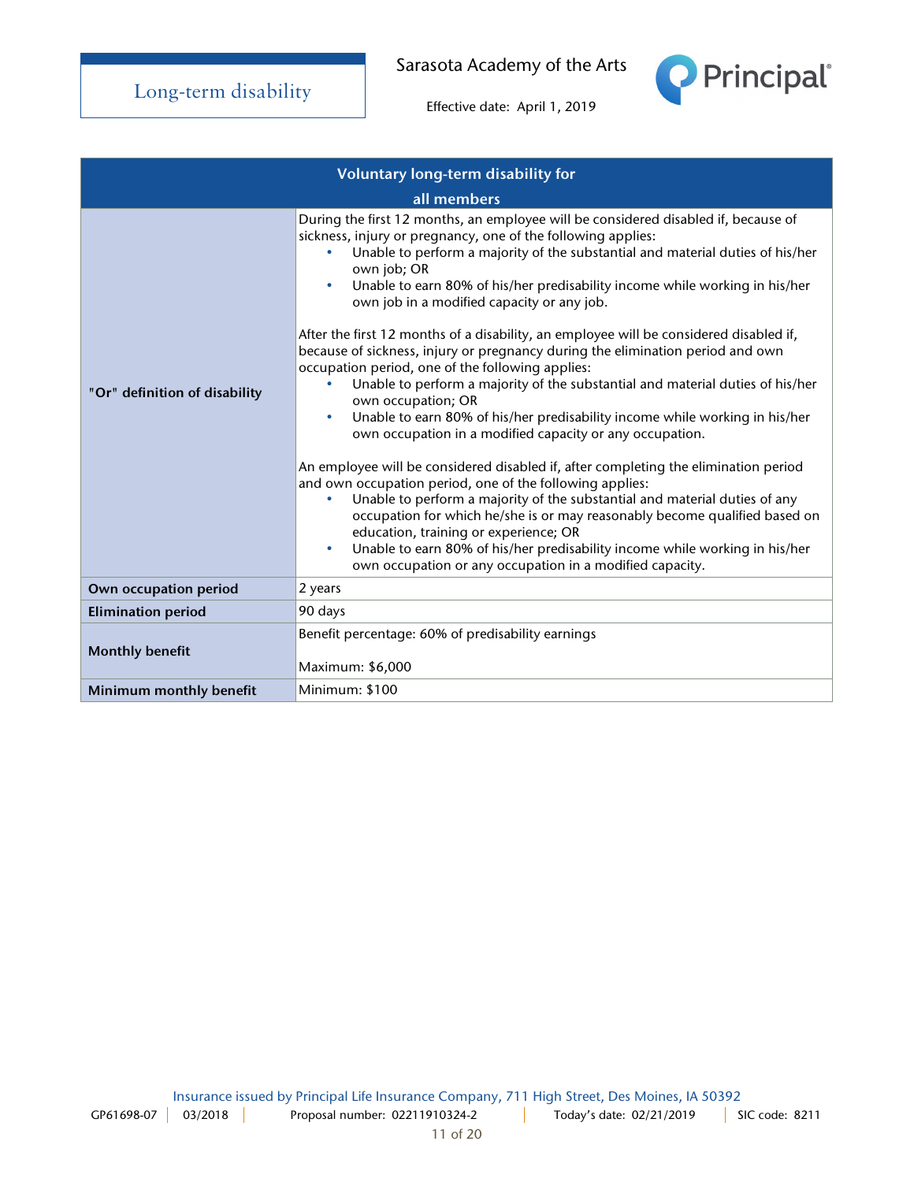# Long-term disability

Sarasota Academy of the Arts

Effective date: April 1, 2019

| Voluntary long-term disability for all members | |
|---|---|
| "Or" definition of disability | During the first 12 months, an employee will be considered disabled if, because of sickness, injury or pregnancy, one of the following applies:<br>• Unable to perform a majority of the substantial and material duties of his/her own job; OR<br>• Unable to earn 80% of his/her predisability income while working in his/her own job in a modified capacity or any job.<br><br>After the first 12 months of a disability, an employee will be considered disabled if, because of sickness, injury or pregnancy during the elimination period and own occupation period, one of the following applies:<br>• Unable to perform a majority of the substantial and material duties of his/her own occupation; OR<br>• Unable to earn 80% of his/her predisability income while working in his/her own occupation in a modified capacity or any occupation.<br><br>An employee will be considered disabled if, after completing the elimination period and own occupation period, one of the following applies:<br>• Unable to perform a majority of the substantial and material duties of any occupation for which he/she is or may reasonably become qualified based on education, training or experience; OR<br>• Unable to earn 80% of his/her predisability income while working in his/her own occupation or any occupation in a modified capacity. |
| Own occupation period | 2 years |
| Elimination period | 90 days |
| Monthly benefit | Benefit percentage: 60% of predisability earnings<br><br>Maximum: $6,000 |
| Minimum monthly benefit | Minimum: $100 |

Insurance issued by Principal Life Insurance Company, 711 High Street, Des Moines, IA 50392

GP61698-07 | 03/2018 | Proposal number: 02211910324-2 | Today's date: 02/21/2019 | SIC code: 8211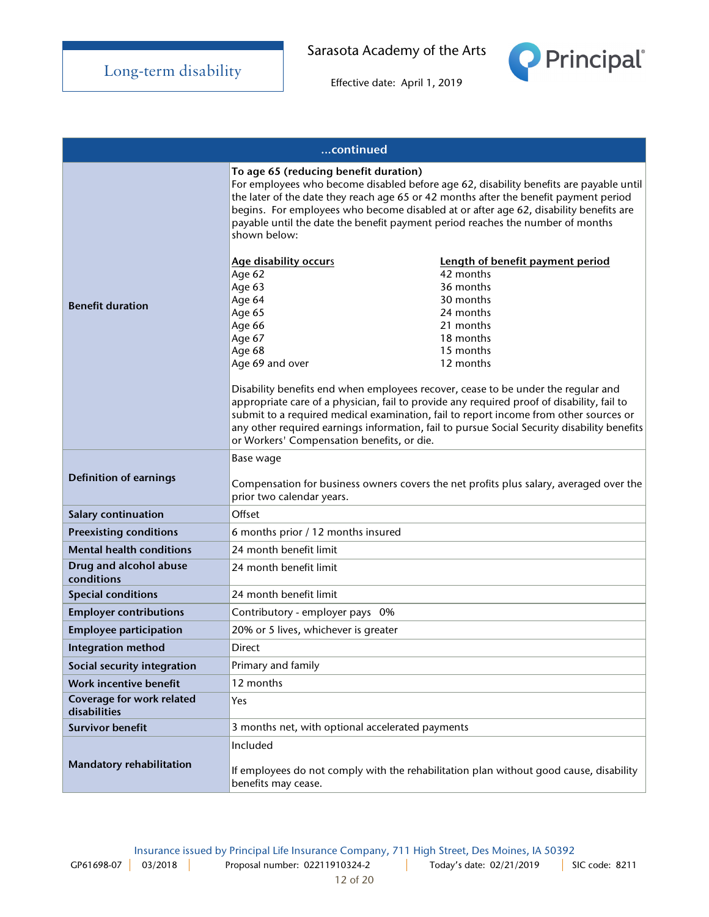| ...continued | |
|---|---|
| **Benefit duration** | **To age 65 (reducing benefit duration)**<br>For employees who become disabled before age 62, disability benefits are payable until the later of the date they reach age 65 or 42 months after the benefit payment period begins. For employees who become disabled at or after age 62, disability benefits are payable until the date the benefit payment period reaches the number of months shown below:<br><br>__Age disability occurs__ — __Length of benefit payment period__<br>Age 62 — 42 months<br>Age 63 — 36 months<br>Age 64 — 30 months<br>Age 65 — 24 months<br>Age 66 — 21 months<br>Age 67 — 18 months<br>Age 68 — 15 months<br>Age 69 and over — 12 months<br><br>Disability benefits end when employees recover, cease to be under the regular and appropriate care of a physician, fail to provide any required proof of disability, fail to submit to a required medical examination, fail to report income from other sources or any other required earnings information, fail to pursue Social Security disability benefits or Workers' Compensation benefits, or die. |
| **Definition of earnings** | Base wage<br><br>Compensation for business owners covers the net profits plus salary, averaged over the prior two calendar years. |
| **Salary continuation** | Offset |
| **Preexisting conditions** | 6 months prior / 12 months insured |
| **Mental health conditions** | 24 month benefit limit |
| **Drug and alcohol abuse conditions** | 24 month benefit limit |
| **Special conditions** | 24 month benefit limit |
| **Employer contributions** | Contributory - employer pays 0% |
| **Employee participation** | 20% or 5 lives, whichever is greater |
| **Integration method** | Direct |
| **Social security integration** | Primary and family |
| **Work incentive benefit** | 12 months |
| **Coverage for work related disabilities** | Yes |
| **Survivor benefit** | 3 months net, with optional accelerated payments |
| **Mandatory rehabilitation** | Included<br><br>If employees do not comply with the rehabilitation plan without good cause, disability benefits may cease. |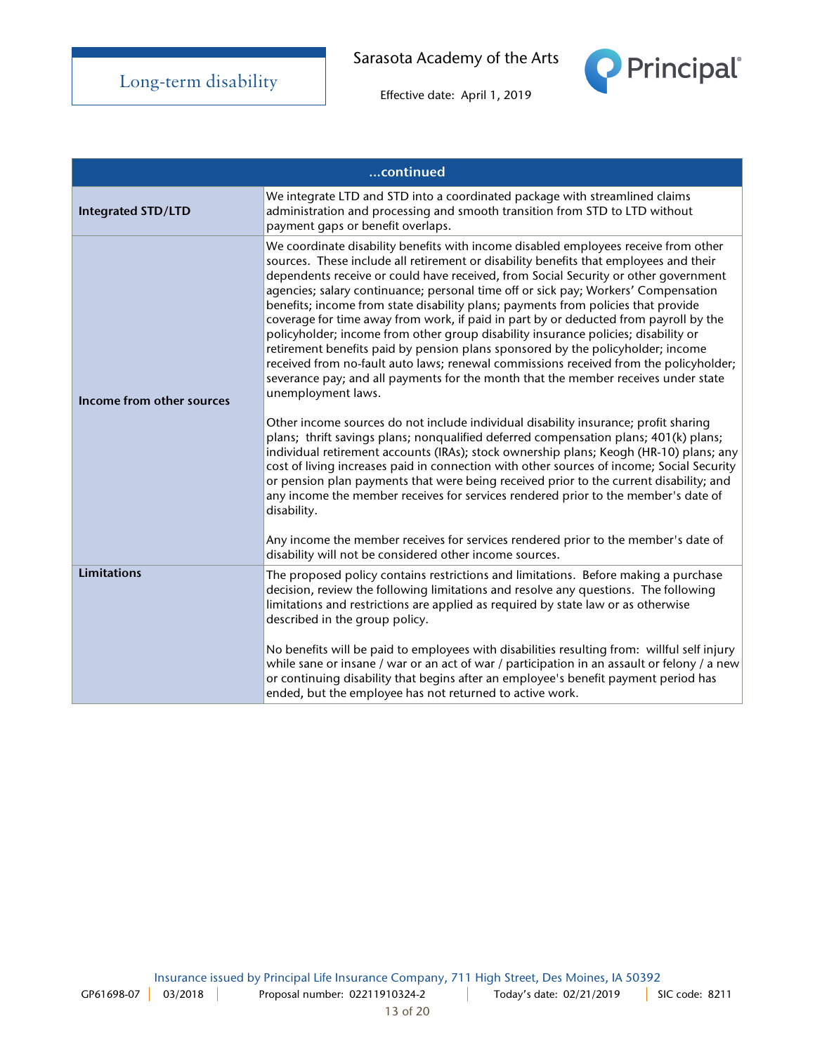# Long-term disability

Sarasota Academy of the Arts

Effective date: April 1, 2019

| ...continued | |
|---|---|
| **Integrated STD/LTD** | We integrate LTD and STD into a coordinated package with streamlined claims administration and processing and smooth transition from STD to LTD without payment gaps or benefit overlaps. |
| **Income from other sources** | We coordinate disability benefits with income disabled employees receive from other sources. These include all retirement or disability benefits that employees and their dependents receive or could have received, from Social Security or other government agencies; salary continuance; personal time off or sick pay; Workers' Compensation benefits; income from state disability plans; payments from policies that provide coverage for time away from work, if paid in part by or deducted from payroll by the policyholder; income from other group disability insurance policies; disability or retirement benefits paid by pension plans sponsored by the policyholder; income received from no-fault auto laws; renewal commissions received from the policyholder; severance pay; and all payments for the month that the member receives under state unemployment laws.<br><br>Other income sources do not include individual disability insurance; profit sharing plans; thrift savings plans; nonqualified deferred compensation plans; 401(k) plans; individual retirement accounts (IRAs); stock ownership plans; Keogh (HR-10) plans; any cost of living increases paid in connection with other sources of income; Social Security or pension plan payments that were being received prior to the current disability; and any income the member receives for services rendered prior to the member's date of disability.<br><br>Any income the member receives for services rendered prior to the member's date of disability will not be considered other income sources. |
| **Limitations** | The proposed policy contains restrictions and limitations. Before making a purchase decision, review the following limitations and resolve any questions. The following limitations and restrictions are applied as required by state law or as otherwise described in the group policy.<br><br>No benefits will be paid to employees with disabilities resulting from: willful self injury while sane or insane / war or an act of war / participation in an assault or felony / a new or continuing disability that begins after an employee's benefit payment period has ended, but the employee has not returned to active work. |

Insurance issued by Principal Life Insurance Company, 711 High Street, Des Moines, IA 50392

GP61698-07 | 03/2018 | Proposal number: 02211910324-2 | Today's date: 02/21/2019 | SIC code: 8211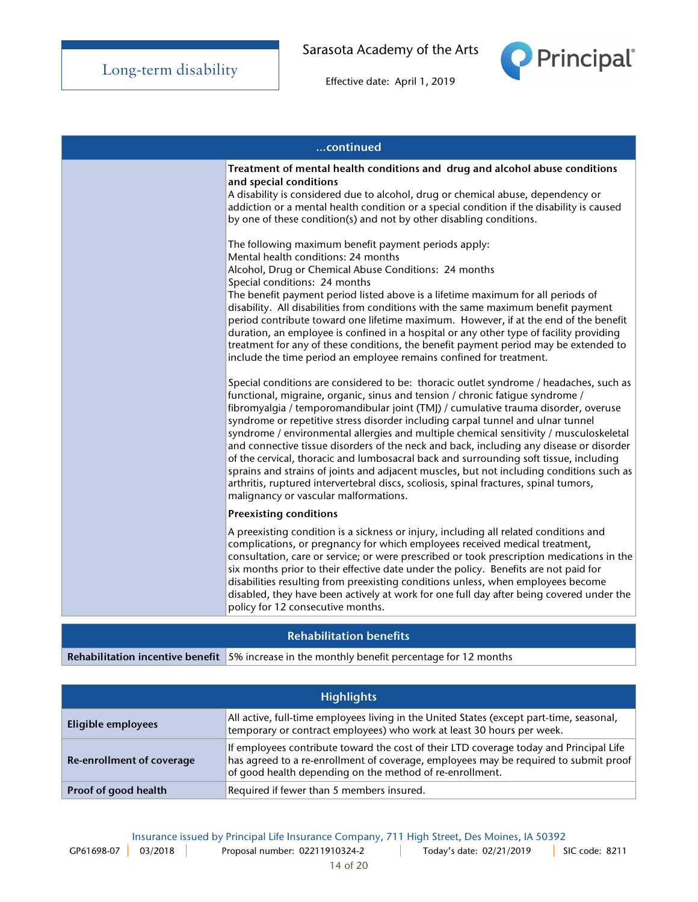| ...continued | |
|---|---|
| | **Treatment of mental health conditions and drug and alcohol abuse conditions and special conditions**<br>A disability is considered due to alcohol, drug or chemical abuse, dependency or addiction or a mental health condition or a special condition if the disability is caused by one of these condition(s) and not by other disabling conditions.<br><br>The following maximum benefit payment periods apply:<br>Mental health conditions: 24 months<br>Alcohol, Drug or Chemical Abuse Conditions: 24 months<br>Special conditions: 24 months<br>The benefit payment period listed above is a lifetime maximum for all periods of disability. All disabilities from conditions with the same maximum benefit payment period contribute toward one lifetime maximum. However, if at the end of the benefit duration, an employee is confined in a hospital or any other type of facility providing treatment for any of these conditions, the benefit payment period may be extended to include the time period an employee remains confined for treatment.<br><br>Special conditions are considered to be: thoracic outlet syndrome / headaches, such as functional, migraine, organic, sinus and tension / chronic fatigue syndrome / fibromyalgia / temporomandibular joint (TMJ) / cumulative trauma disorder, overuse syndrome or repetitive stress disorder including carpal tunnel and ulnar tunnel syndrome / environmental allergies and multiple chemical sensitivity / musculoskeletal and connective tissue disorders of the neck and back, including any disease or disorder of the cervical, thoracic and lumbosacral back and surrounding soft tissue, including sprains and strains of joints and adjacent muscles, but not including conditions such as arthritis, ruptured intervertebral discs, scoliosis, spinal fractures, spinal tumors, malignancy or vascular malformations.<br><br>**Preexisting conditions**<br><br>A preexisting condition is a sickness or injury, including all related conditions and complications, or pregnancy for which employees received medical treatment, consultation, care or service; or were prescribed or took prescription medications in the six months prior to their effective date under the policy. Benefits are not paid for disabilities resulting from preexisting conditions unless, when employees become disabled, they have been actively at work for one full day after being covered under the policy for 12 consecutive months. |

| Rehabilitation benefits | |
|---|---|
| **Rehabilitation incentive benefit** | 5% increase in the monthly benefit percentage for 12 months |

| Highlights | |
|---|---|
| **Eligible employees** | All active, full-time employees living in the United States (except part-time, seasonal, temporary or contract employees) who work at least 30 hours per week. |
| **Re-enrollment of coverage** | If employees contribute toward the cost of their LTD coverage today and Principal Life has agreed to a re-enrollment of coverage, employees may be required to submit proof of good health depending on the method of re-enrollment. |
| **Proof of good health** | Required if fewer than 5 members insured. |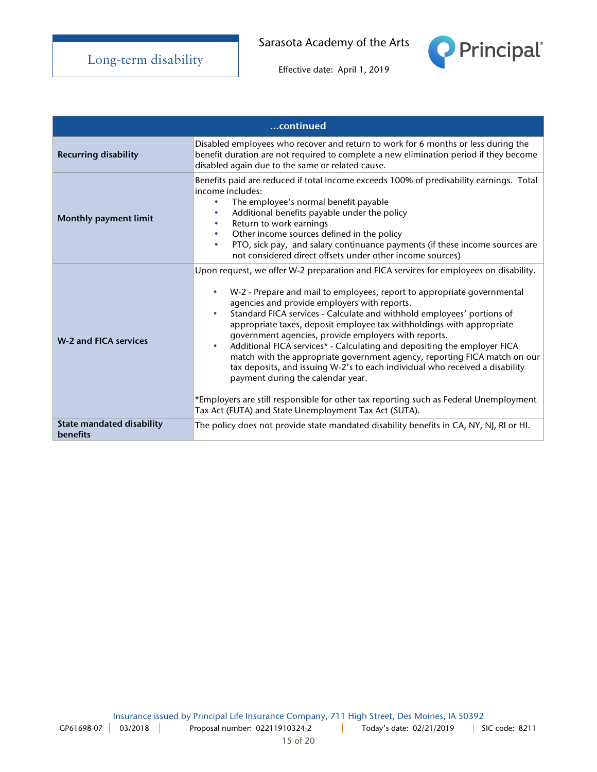# Long-term disability

Sarasota Academy of the Arts

Effective date: April 1, 2019

| ...continued | |
|---|---|
| **Recurring disability** | Disabled employees who recover and return to work for 6 months or less during the benefit duration are not required to complete a new elimination period if they become disabled again due to the same or related cause. |
| **Monthly payment limit** | Benefits paid are reduced if total income exceeds 100% of predisability earnings. Total income includes:<br>• The employee's normal benefit payable<br>• Additional benefits payable under the policy<br>• Return to work earnings<br>• Other income sources defined in the policy<br>• PTO, sick pay, and salary continuance payments (if these income sources are not considered direct offsets under other income sources) |
| **W-2 and FICA services** | Upon request, we offer W-2 preparation and FICA services for employees on disability.<br>• W-2 - Prepare and mail to employees, report to appropriate governmental agencies and provide employers with reports.<br>• Standard FICA services - Calculate and withhold employees' portions of appropriate taxes, deposit employee tax withholdings with appropriate government agencies, provide employers with reports.<br>• Additional FICA services* - Calculating and depositing the employer FICA match with the appropriate government agency, reporting FICA match on our tax deposits, and issuing W-2's to each individual who received a disability payment during the calendar year.<br><br>*Employers are still responsible for other tax reporting such as Federal Unemployment Tax Act (FUTA) and State Unemployment Tax Act (SUTA). |
| **State mandated disability benefits** | The policy does not provide state mandated disability benefits in CA, NY, NJ, RI or HI. |

Insurance issued by Principal Life Insurance Company, 711 High Street, Des Moines, IA 50392

GP61698-07 | 03/2018 | Proposal number: 02211910324-2 | Today's date: 02/21/2019 | SIC code: 8211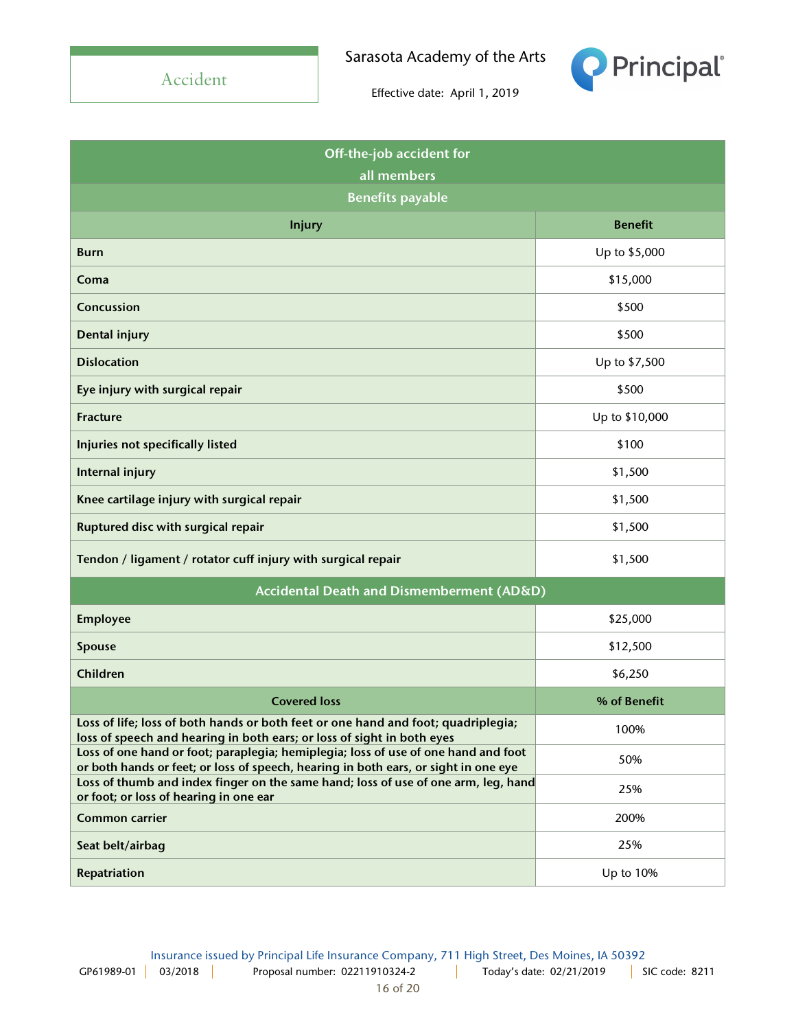Accident

Sarasota Academy of the Arts

Effective date: April 1, 2019

| Off-the-job accident for all members | |
|---|---|
| **Benefits payable** | |
| **Injury** | **Benefit** |
| **Burn** | Up to $5,000 |
| **Coma** | $15,000 |
| **Concussion** | $500 |
| **Dental injury** | $500 |
| **Dislocation** | Up to $7,500 |
| **Eye injury with surgical repair** | $500 |
| **Fracture** | Up to $10,000 |
| **Injuries not specifically listed** | $100 |
| **Internal injury** | $1,500 |
| **Knee cartilage injury with surgical repair** | $1,500 |
| **Ruptured disc with surgical repair** | $1,500 |
| **Tendon / ligament / rotator cuff injury with surgical repair** | $1,500 |
| **Accidental Death and Dismemberment (AD&D)** | |
| **Employee** | $25,000 |
| **Spouse** | $12,500 |
| **Children** | $6,250 |
| **Covered loss** | **% of Benefit** |
| **Loss of life; loss of both hands or both feet or one hand and foot; quadriplegia; loss of speech and hearing in both ears; or loss of sight in both eyes** | 100% |
| **Loss of one hand or foot; paraplegia; hemiplegia; loss of use of one hand and foot or both hands or feet; or loss of speech, hearing in both ears, or sight in one eye** | 50% |
| **Loss of thumb and index finger on the same hand; loss of use of one arm, leg, hand or foot; or loss of hearing in one ear** | 25% |
| **Common carrier** | 200% |
| **Seat belt/airbag** | 25% |
| **Repatriation** | Up to 10% |

Insurance issued by Principal Life Insurance Company, 711 High Street, Des Moines, IA 50392

GP61989-01 | 03/2018 | Proposal number: 02211910324-2 | Today's date: 02/21/2019 | SIC code: 8211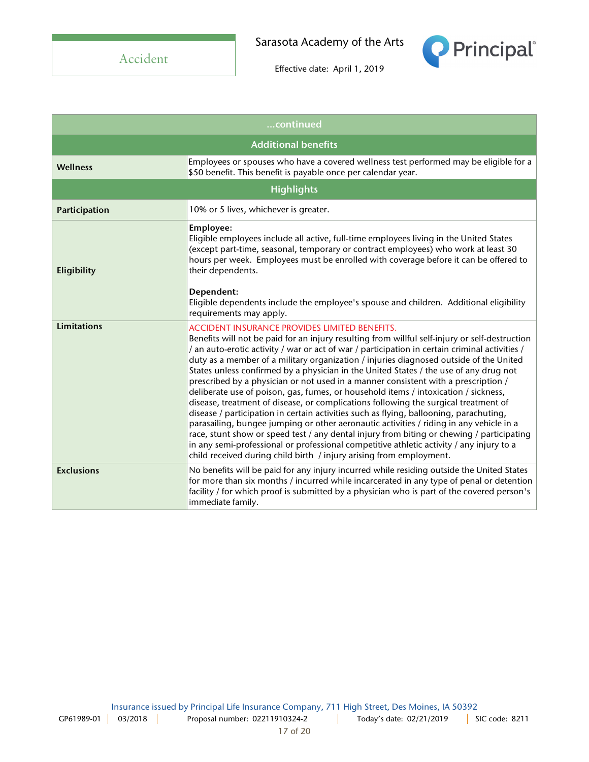Accident

Sarasota Academy of the Arts

Effective date: April 1, 2019

| ...continued | |
|---|---|
| **Additional benefits** | |
| **Wellness** | Employees or spouses who have a covered wellness test performed may be eligible for a $50 benefit. This benefit is payable once per calendar year. |
| **Highlights** | |
| **Participation** | 10% or 5 lives, whichever is greater. |
| **Eligibility** | **Employee:**<br>Eligible employees include all active, full-time employees living in the United States (except part-time, seasonal, temporary or contract employees) who work at least 30 hours per week. Employees must be enrolled with coverage before it can be offered to their dependents.<br><br>**Dependent:**<br>Eligible dependents include the employee's spouse and children. Additional eligibility requirements may apply. |
| **Limitations** | ACCIDENT INSURANCE PROVIDES LIMITED BENEFITS.<br>Benefits will not be paid for an injury resulting from willful self-injury or self-destruction / an auto-erotic activity / war or act of war / participation in certain criminal activities / duty as a member of a military organization / injuries diagnosed outside of the United States unless confirmed by a physician in the United States / the use of any drug not prescribed by a physician or not used in a manner consistent with a prescription / deliberate use of poison, gas, fumes, or household items / intoxication / sickness, disease, treatment of disease, or complications following the surgical treatment of disease / participation in certain activities such as flying, ballooning, parachuting, parasailing, bungee jumping or other aeronautic activities / riding in any vehicle in a race, stunt show or speed test / any dental injury from biting or chewing / participating in any semi-professional or professional competitive athletic activity / any injury to a child received during child birth / injury arising from employment. |
| **Exclusions** | No benefits will be paid for any injury incurred while residing outside the United States for more than six months / incurred while incarcerated in any type of penal or detention facility / for which proof is submitted by a physician who is part of the covered person's immediate family. |

Insurance issued by Principal Life Insurance Company, 711 High Street, Des Moines, IA 50392

GP61989-01 | 03/2018 | Proposal number: 02211910324-2 | Today's date: 02/21/2019 | SIC code: 8211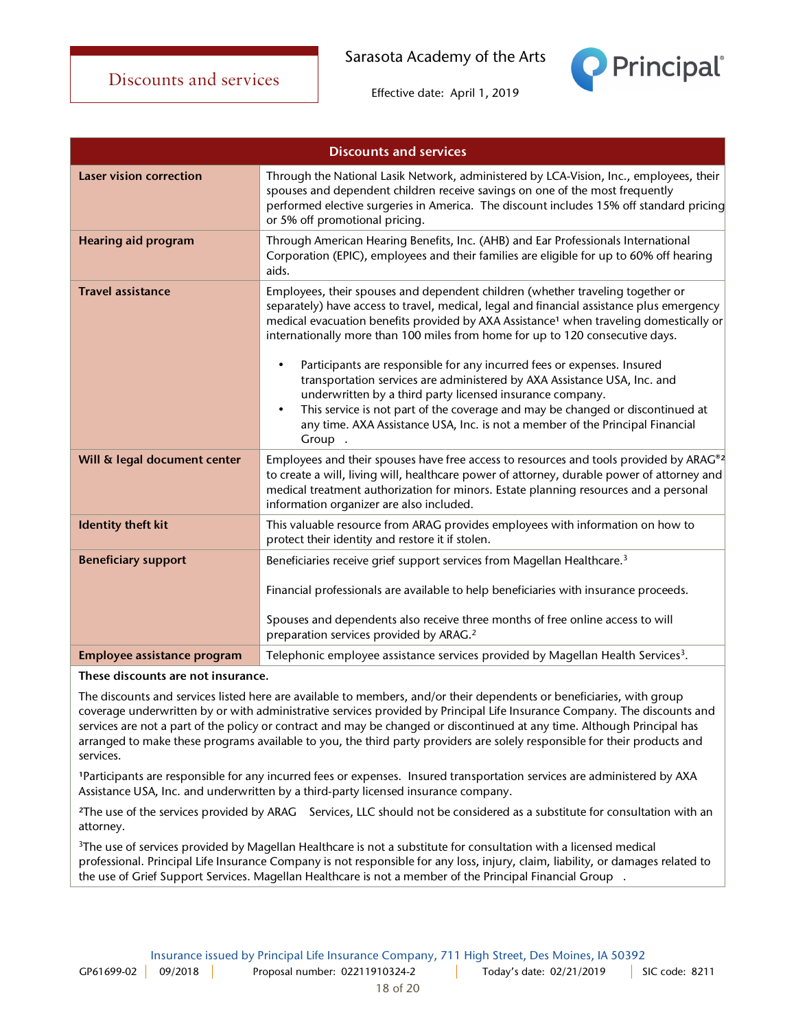# Discounts and services

Sarasota Academy of the Arts

Effective date: April 1, 2019

| Discounts and services | |
|---|---|
| **Laser vision correction** | Through the National Lasik Network, administered by LCA-Vision, Inc., employees, their spouses and dependent children receive savings on one of the most frequently performed elective surgeries in America. The discount includes 15% off standard pricing or 5% off promotional pricing. |
| **Hearing aid program** | Through American Hearing Benefits, Inc. (AHB) and Ear Professionals International Corporation (EPIC), employees and their families are eligible for up to 60% off hearing aids. |
| **Travel assistance** | Employees, their spouses and dependent children (whether traveling together or separately) have access to travel, medical, legal and financial assistance plus emergency medical evacuation benefits provided by AXA Assistance[1] when traveling domestically or internationally more than 100 miles from home for up to 120 consecutive days.<br>• Participants are responsible for any incurred fees or expenses. Insured transportation services are administered by AXA Assistance USA, Inc. and underwritten by a third party licensed insurance company.<br>• This service is not part of the coverage and may be changed or discontinued at any time. AXA Assistance USA, Inc. is not a member of the Principal Financial Group . |
| **Will & legal document center** | Employees and their spouses have free access to resources and tools provided by ARAG®[2] to create a will, living will, healthcare power of attorney, durable power of attorney and medical treatment authorization for minors. Estate planning resources and a personal information organizer are also included. |
| **Identity theft kit** | This valuable resource from ARAG provides employees with information on how to protect their identity and restore it if stolen. |
| **Beneficiary support** | Beneficiaries receive grief support services from Magellan Healthcare.[3]<br><br>Financial professionals are available to help beneficiaries with insurance proceeds.<br><br>Spouses and dependents also receive three months of free online access to will preparation services provided by ARAG.[2] |
| **Employee assistance program** | Telephonic employee assistance services provided by Magellan Health Services[3]. |

**These discounts are not insurance.**

The discounts and services listed here are available to members, and/or their dependents or beneficiaries, with group coverage underwritten by or with administrative services provided by Principal Life Insurance Company. The discounts and services are not a part of the policy or contract and may be changed or discontinued at any time. Although Principal has arranged to make these programs available to you, the third party providers are solely responsible for their products and services.

[1]Participants are responsible for any incurred fees or expenses. Insured transportation services are administered by AXA Assistance USA, Inc. and underwritten by a third-party licensed insurance company.

[2]The use of the services provided by ARAG Services, LLC should not be considered as a substitute for consultation with an attorney.

[3]The use of services provided by Magellan Healthcare is not a substitute for consultation with a licensed medical professional. Principal Life Insurance Company is not responsible for any loss, injury, claim, liability, or damages related to the use of Grief Support Services. Magellan Healthcare is not a member of the Principal Financial Group .

Insurance issued by Principal Life Insurance Company, 711 High Street, Des Moines, IA 50392

GP61699-02 | 09/2018 | Proposal number: 02211910324-2 | Today's date: 02/21/2019 | SIC code: 8211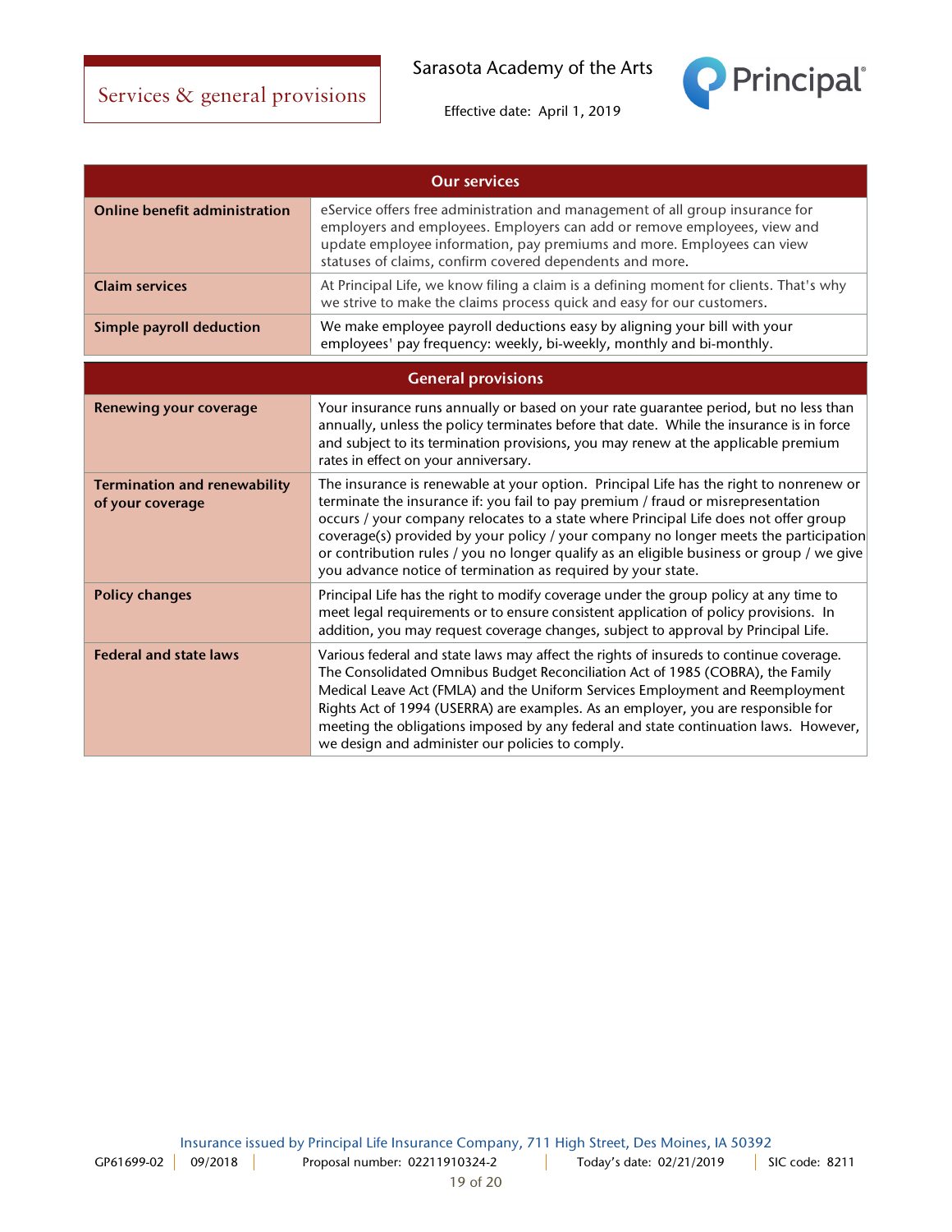# Services & general provisions

Sarasota Academy of the Arts

Effective date: April 1, 2019

| Our services | |
|---|---|
| **Online benefit administration** | eService offers free administration and management of all group insurance for employers and employees. Employers can add or remove employees, view and update employee information, pay premiums and more. Employees can view statuses of claims, confirm covered dependents and more. |
| **Claim services** | At Principal Life, we know filing a claim is a defining moment for clients. That's why we strive to make the claims process quick and easy for our customers. |
| **Simple payroll deduction** | We make employee payroll deductions easy by aligning your bill with your employees' pay frequency: weekly, bi-weekly, monthly and bi-monthly. |

| General provisions | |
|---|---|
| **Renewing your coverage** | Your insurance runs annually or based on your rate guarantee period, but no less than annually, unless the policy terminates before that date. While the insurance is in force and subject to its termination provisions, you may renew at the applicable premium rates in effect on your anniversary. |
| **Termination and renewability of your coverage** | The insurance is renewable at your option. Principal Life has the right to nonrenew or terminate the insurance if: you fail to pay premium / fraud or misrepresentation occurs / your company relocates to a state where Principal Life does not offer group coverage(s) provided by your policy / your company no longer meets the participation or contribution rules / you no longer qualify as an eligible business or group / we give you advance notice of termination as required by your state. |
| **Policy changes** | Principal Life has the right to modify coverage under the group policy at any time to meet legal requirements or to ensure consistent application of policy provisions. In addition, you may request coverage changes, subject to approval by Principal Life. |
| **Federal and state laws** | Various federal and state laws may affect the rights of insureds to continue coverage. The Consolidated Omnibus Budget Reconciliation Act of 1985 (COBRA), the Family Medical Leave Act (FMLA) and the Uniform Services Employment and Reemployment Rights Act of 1994 (USERRA) are examples. As an employer, you are responsible for meeting the obligations imposed by any federal and state continuation laws. However, we design and administer our policies to comply. |

Insurance issued by Principal Life Insurance Company, 711 High Street, Des Moines, IA 50392

GP61699-02 | 09/2018 | Proposal number: 02211910324-2 | Today's date: 02/21/2019 | SIC code: 8211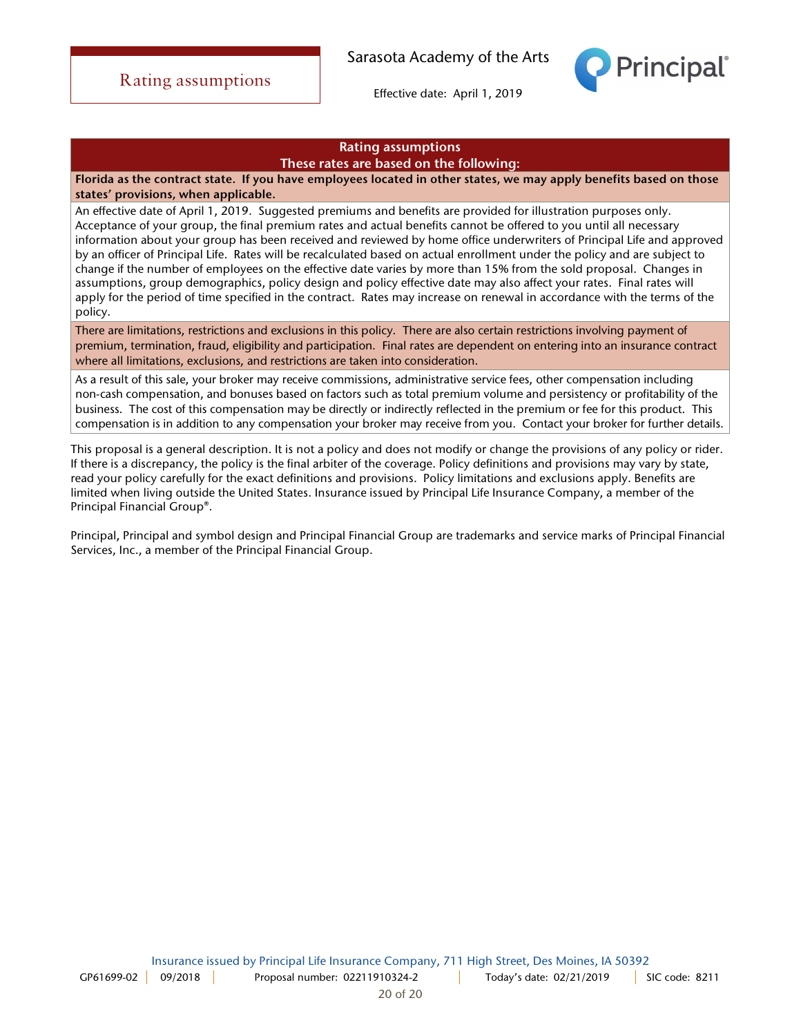# Rating assumptions

Sarasota Academy of the Arts

Effective date: April 1, 2019

| Rating assumptions<br>These rates are based on the following: |
|---|
| **Florida as the contract state. If you have employees located in other states, we may apply benefits based on those states' provisions, when applicable.** |
| An effective date of April 1, 2019. Suggested premiums and benefits are provided for illustration purposes only. Acceptance of your group, the final premium rates and actual benefits cannot be offered to you until all necessary information about your group has been received and reviewed by home office underwriters of Principal Life and approved by an officer of Principal Life. Rates will be recalculated based on actual enrollment under the policy and are subject to change if the number of employees on the effective date varies by more than 15% from the sold proposal. Changes in assumptions, group demographics, policy design and policy effective date may also affect your rates. Final rates will apply for the period of time specified in the contract. Rates may increase on renewal in accordance with the terms of the policy. |
| There are limitations, restrictions and exclusions in this policy. There are also certain restrictions involving payment of premium, termination, fraud, eligibility and participation. Final rates are dependent on entering into an insurance contract where all limitations, exclusions, and restrictions are taken into consideration. |
| As a result of this sale, your broker may receive commissions, administrative service fees, other compensation including non-cash compensation, and bonuses based on factors such as total premium volume and persistency or profitability of the business. The cost of this compensation may be directly or indirectly reflected in the premium or fee for this product. This compensation is in addition to any compensation your broker may receive from you. Contact your broker for further details. |

This proposal is a general description. It is not a policy and does not modify or change the provisions of any policy or rider. If there is a discrepancy, the policy is the final arbiter of the coverage. Policy definitions and provisions may vary by state, read your policy carefully for the exact definitions and provisions. Policy limitations and exclusions apply. Benefits are limited when living outside the United States. Insurance issued by Principal Life Insurance Company, a member of the Principal Financial Group®.

Principal, Principal and symbol design and Principal Financial Group are trademarks and service marks of Principal Financial Services, Inc., a member of the Principal Financial Group.

Insurance issued by Principal Life Insurance Company, 711 High Street, Des Moines, IA 50392

GP61699-02 | 09/2018 | Proposal number: 02211910324-2 | Today's date: 02/21/2019 | SIC code: 8211